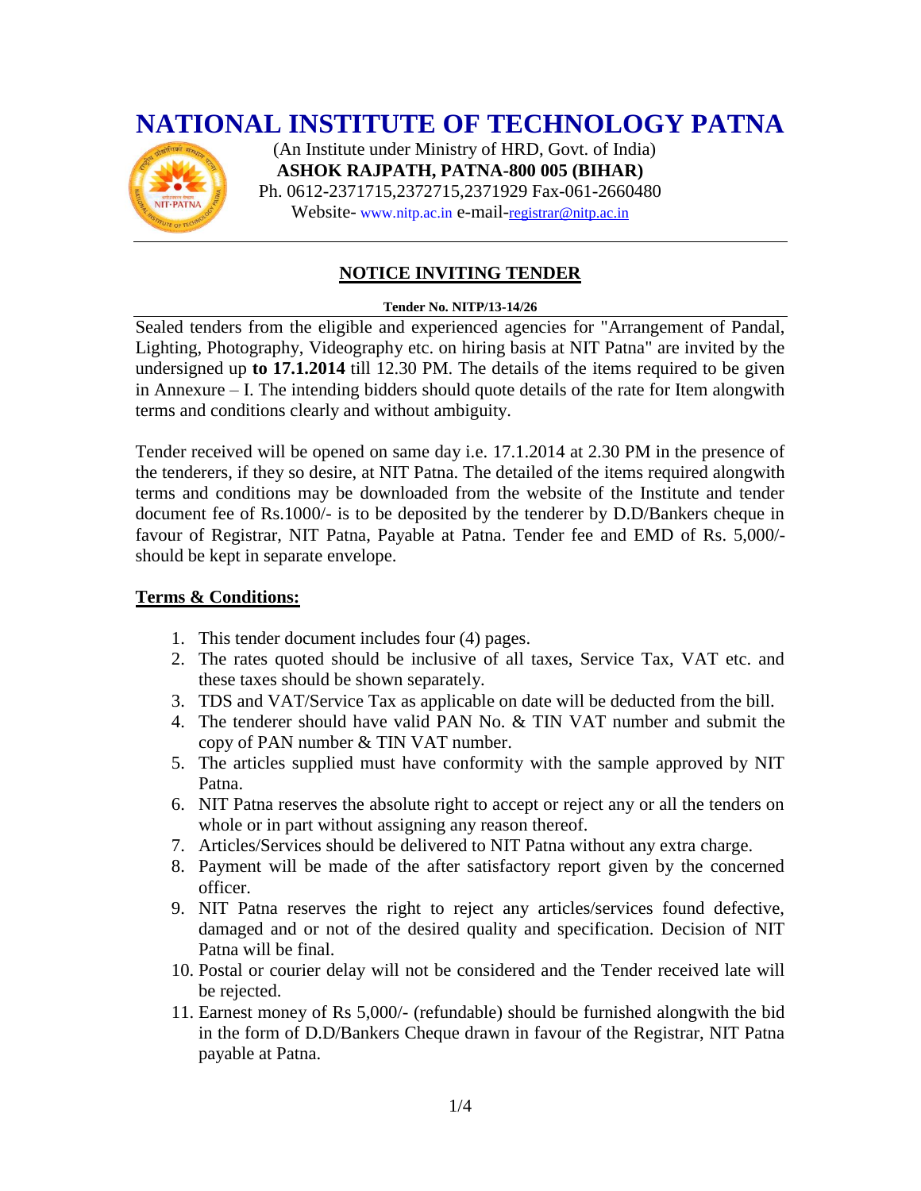# NATIONAL INSTITUTE OF TECHNOLOGY PATNA

(An Institute under Ministry of HRD, Govt. of India)
**ASHOK RAJPATH, PATNA-800 005 (BIHAR)**
Ph. 0612-2371715,2372715,2371929 Fax-061-2660480
Website- www.nitp.ac.in e-mail-registrar@nitp.ac.in

## NOTICE INVITING TENDER

**Tender No. NITP/13-14/26**

Sealed tenders from the eligible and experienced agencies for "Arrangement of Pandal, Lighting, Photography, Videography etc. on hiring basis at NIT Patna" are invited by the undersigned up **to 17.1.2014** till 12.30 PM. The details of the items required to be given in Annexure – I. The intending bidders should quote details of the rate for Item alongwith terms and conditions clearly and without ambiguity.

Tender received will be opened on same day i.e. 17.1.2014 at 2.30 PM in the presence of the tenderers, if they so desire, at NIT Patna. The detailed of the items required alongwith terms and conditions may be downloaded from the website of the Institute and tender document fee of Rs.1000/- is to be deposited by the tenderer by D.D/Bankers cheque in favour of Registrar, NIT Patna, Payable at Patna. Tender fee and EMD of Rs. 5,000/- should be kept in separate envelope.

**Terms & Conditions:**

1. This tender document includes four (4) pages.
2. The rates quoted should be inclusive of all taxes, Service Tax, VAT etc. and these taxes should be shown separately.
3. TDS and VAT/Service Tax as applicable on date will be deducted from the bill.
4. The tenderer should have valid PAN No. & TIN VAT number and submit the copy of PAN number & TIN VAT number.
5. The articles supplied must have conformity with the sample approved by NIT Patna.
6. NIT Patna reserves the absolute right to accept or reject any or all the tenders on whole or in part without assigning any reason thereof.
7. Articles/Services should be delivered to NIT Patna without any extra charge.
8. Payment will be made of the after satisfactory report given by the concerned officer.
9. NIT Patna reserves the right to reject any articles/services found defective, damaged and or not of the desired quality and specification. Decision of NIT Patna will be final.
10. Postal or courier delay will not be considered and the Tender received late will be rejected.
11. Earnest money of Rs 5,000/- (refundable) should be furnished alongwith the bid in the form of D.D/Bankers Cheque drawn in favour of the Registrar, NIT Patna payable at Patna.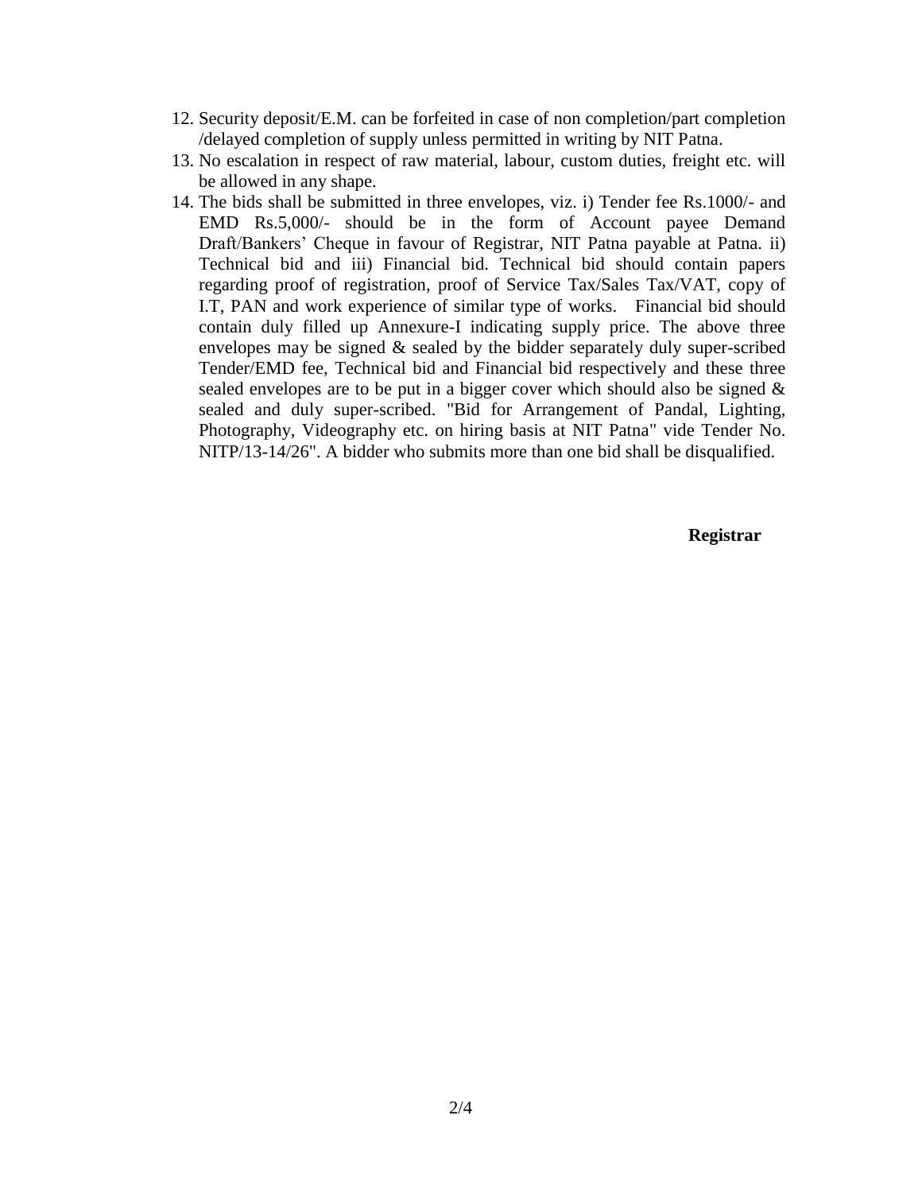12. Security deposit/E.M. can be forfeited in case of non completion/part completion /delayed completion of supply unless permitted in writing by NIT Patna.
13. No escalation in respect of raw material, labour, custom duties, freight etc. will be allowed in any shape.
14. The bids shall be submitted in three envelopes, viz. i) Tender fee Rs.1000/- and EMD Rs.5,000/- should be in the form of Account payee Demand Draft/Bankers' Cheque in favour of Registrar, NIT Patna payable at Patna. ii) Technical bid and iii) Financial bid. Technical bid should contain papers regarding proof of registration, proof of Service Tax/Sales Tax/VAT, copy of I.T, PAN and work experience of similar type of works. Financial bid should contain duly filled up Annexure-I indicating supply price. The above three envelopes may be signed & sealed by the bidder separately duly super-scribed Tender/EMD fee, Technical bid and Financial bid respectively and these three sealed envelopes are to be put in a bigger cover which should also be signed & sealed and duly super-scribed. "Bid for Arrangement of Pandal, Lighting, Photography, Videography etc. on hiring basis at NIT Patna" vide Tender No. NITP/13-14/26". A bidder who submits more than one bid shall be disqualified.

**Registrar**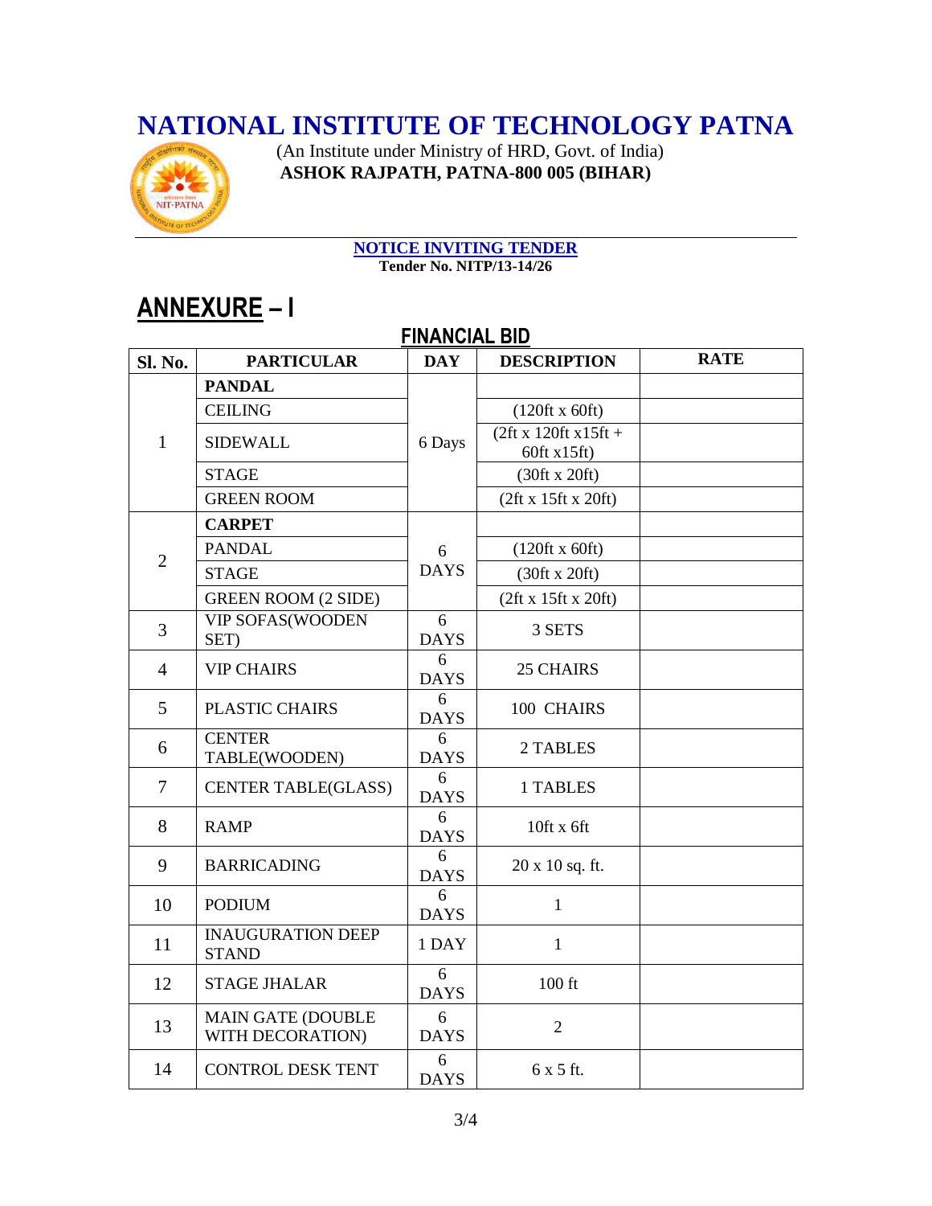# NATIONAL INSTITUTE OF TECHNOLOGY PATNA

(An Institute under Ministry of HRD, Govt. of India)
**ASHOK RAJPATH, PATNA-800 005 (BIHAR)**

**NOTICE INVITING TENDER**
**Tender No. NITP/13-14/26**

## ANNEXURE – I

### FINANCIAL BID

| Sl. No. | PARTICULAR | DAY | DESCRIPTION | RATE |
|---|---|---|---|---|
| 1 | **PANDAL** | 6 Days | | |
| | CEILING | | (120ft x 60ft) | |
| | SIDEWALL | | (2ft x 120ft x15ft + 60ft x15ft) | |
| | STAGE | | (30ft x 20ft) | |
| | GREEN ROOM | | (2ft x 15ft x 20ft) | |
| 2 | **CARPET** | 6 DAYS | | |
| | PANDAL | | (120ft x 60ft) | |
| | STAGE | | (30ft x 20ft) | |
| | GREEN ROOM (2 SIDE) | | (2ft x 15ft x 20ft) | |
| 3 | VIP SOFAS(WOODEN SET) | 6 DAYS | 3 SETS | |
| 4 | VIP CHAIRS | 6 DAYS | 25 CHAIRS | |
| 5 | PLASTIC CHAIRS | 6 DAYS | 100 CHAIRS | |
| 6 | CENTER TABLE(WOODEN) | 6 DAYS | 2 TABLES | |
| 7 | CENTER TABLE(GLASS) | 6 DAYS | 1 TABLES | |
| 8 | RAMP | 6 DAYS | 10ft x 6ft | |
| 9 | BARRICADING | 6 DAYS | 20 x 10 sq. ft. | |
| 10 | PODIUM | 6 DAYS | 1 | |
| 11 | INAUGURATION DEEP STAND | 1 DAY | 1 | |
| 12 | STAGE JHALAR | 6 DAYS | 100 ft | |
| 13 | MAIN GATE (DOUBLE WITH DECORATION) | 6 DAYS | 2 | |
| 14 | CONTROL DESK TENT | 6 DAYS | 6 x 5 ft. | |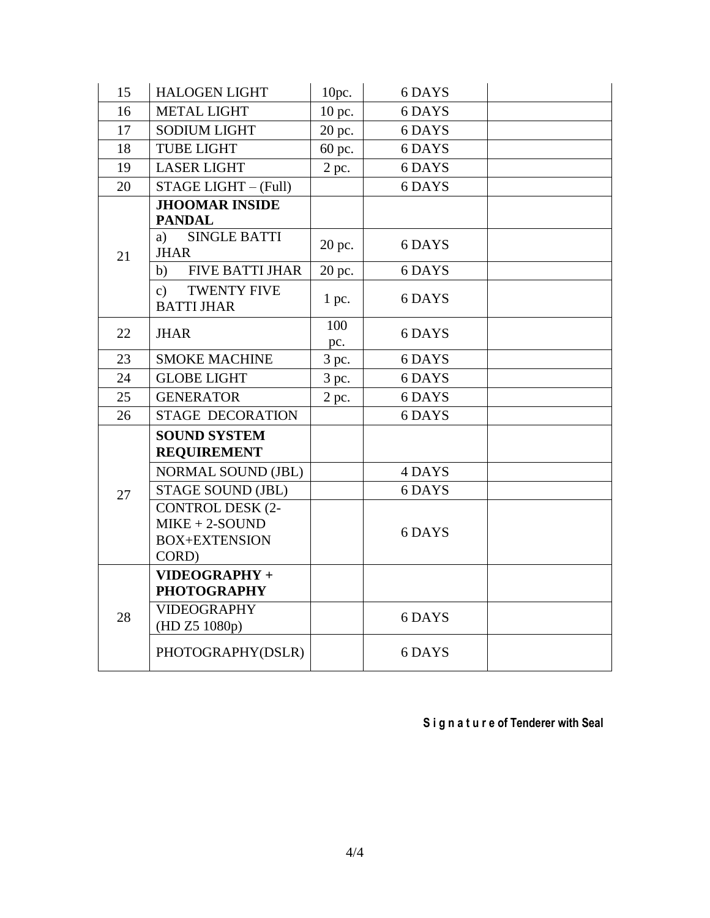| | | | | |
|---|---|---|---|---|
| 15 | HALOGEN LIGHT | 10pc. | 6 DAYS | |
| 16 | METAL LIGHT | 10 pc. | 6 DAYS | |
| 17 | SODIUM LIGHT | 20 pc. | 6 DAYS | |
| 18 | TUBE LIGHT | 60 pc. | 6 DAYS | |
| 19 | LASER LIGHT | 2 pc. | 6 DAYS | |
| 20 | STAGE LIGHT – (Full) | | 6 DAYS | |
| 21 | **JHOOMAR INSIDE PANDAL** | | | |
| | a) SINGLE BATTI JHAR | 20 pc. | 6 DAYS | |
| | b) FIVE BATTI JHAR | 20 pc. | 6 DAYS | |
| | c) TWENTY FIVE BATTI JHAR | 1 pc. | 6 DAYS | |
| 22 | JHAR | 100 pc. | 6 DAYS | |
| 23 | SMOKE MACHINE | 3 pc. | 6 DAYS | |
| 24 | GLOBE LIGHT | 3 pc. | 6 DAYS | |
| 25 | GENERATOR | 2 pc. | 6 DAYS | |
| 26 | STAGE DECORATION | | 6 DAYS | |
| 27 | **SOUND SYSTEM REQUIREMENT** | | | |
| | NORMAL SOUND (JBL) | | 4 DAYS | |
| | STAGE SOUND (JBL) | | 6 DAYS | |
| | CONTROL DESK (2-MIKE + 2-SOUND BOX+EXTENSION CORD) | | 6 DAYS | |
| 28 | **VIDEOGRAPHY + PHOTOGRAPHY** | | | |
| | VIDEOGRAPHY (HD Z5 1080p) | | 6 DAYS | |
| | PHOTOGRAPHY(DSLR) | | 6 DAYS | |

**Signature of Tenderer with Seal**